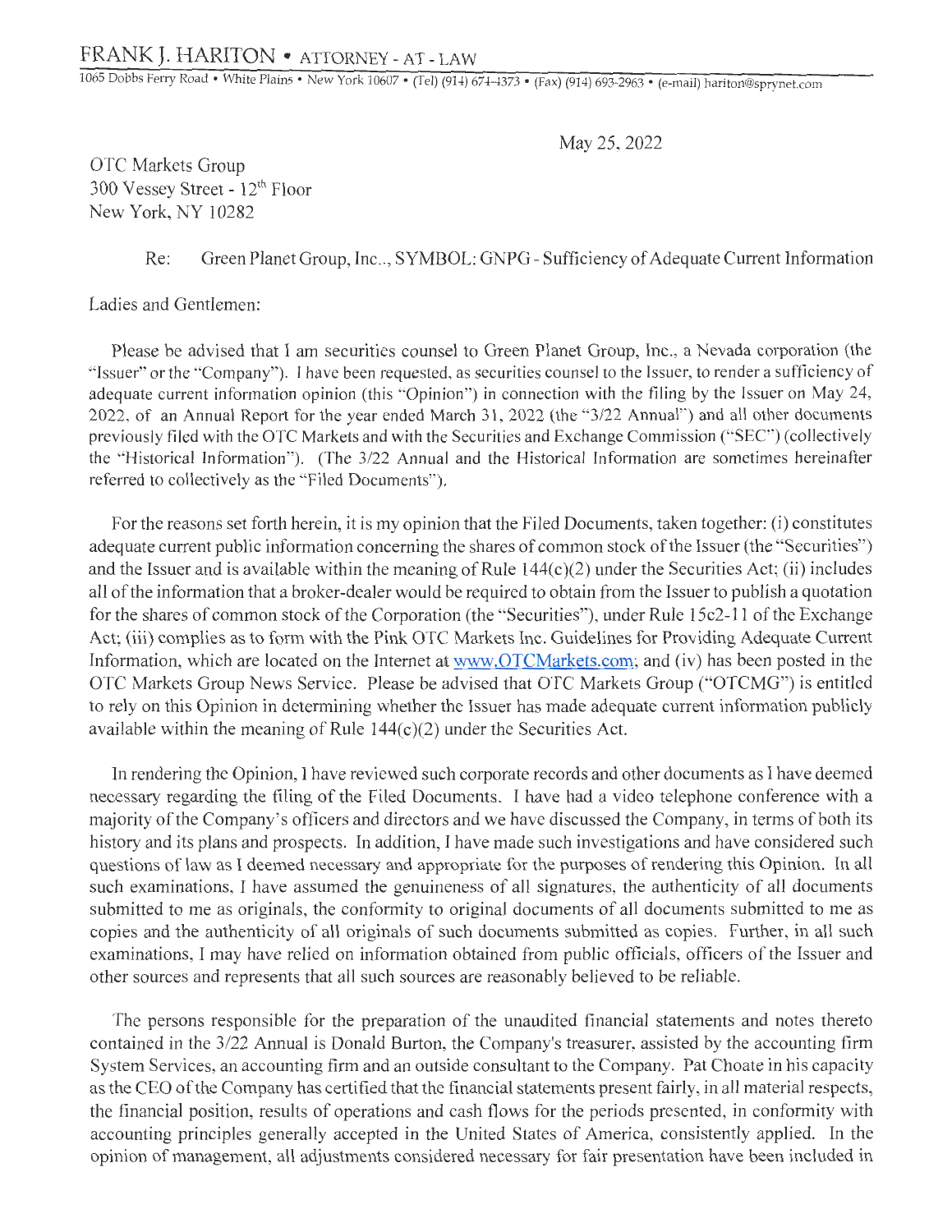# FRANK J. HARITON • ATTORNEY - AT - LAW

1065 Dobbs Ferry Road • White Plains • New York 10607 • (Tel) (914) 674-4373 • (Fax) (914) 693-2963 • (e-mail) hariton@sprynet.com

May 25, 2022

OTC Markets Group
300 Vessey Street - 12th Floor
New York, NY 10282

Re: Green Planet Group, Inc.., SYMBOL: GNPG - Sufficiency of Adequate Current Information

Ladies and Gentlemen:

Please be advised that I am securities counsel to Green Planet Group, Inc., a Nevada corporation (the "Issuer" or the "Company"). I have been requested, as securities counsel to the Issuer, to render a sufficiency of adequate current information opinion (this "Opinion") in connection with the filing by the Issuer on May 24, 2022, of an Annual Report for the year ended March 31, 2022 (the "3/22 Annual") and all other documents previously filed with the OTC Markets and with the Securities and Exchange Commission ("SEC") (collectively the "Historical Information"). (The 3/22 Annual and the Historical Information are sometimes hereinafter referred to collectively as the "Filed Documents").

For the reasons set forth herein, it is my opinion that the Filed Documents, taken together: (i) constitutes adequate current public information concerning the shares of common stock of the Issuer (the "Securities") and the Issuer and is available within the meaning of Rule 144(c)(2) under the Securities Act; (ii) includes all of the information that a broker-dealer would be required to obtain from the Issuer to publish a quotation for the shares of common stock of the Corporation (the "Securities"), under Rule 15c2-11 of the Exchange Act; (iii) complies as to form with the Pink OTC Markets Inc. Guidelines for Providing Adequate Current Information, which are located on the Internet at www.OTCMarkets.com; and (iv) has been posted in the OTC Markets Group News Service. Please be advised that OTC Markets Group ("OTCMG") is entitled to rely on this Opinion in determining whether the Issuer has made adequate current information publicly available within the meaning of Rule 144(c)(2) under the Securities Act.

In rendering the Opinion, I have reviewed such corporate records and other documents as I have deemed necessary regarding the filing of the Filed Documents. I have had a video telephone conference with a majority of the Company's officers and directors and we have discussed the Company, in terms of both its history and its plans and prospects. In addition, I have made such investigations and have considered such questions of law as I deemed necessary and appropriate for the purposes of rendering this Opinion. In all such examinations, I have assumed the genuineness of all signatures, the authenticity of all documents submitted to me as originals, the conformity to original documents of all documents submitted to me as copies and the authenticity of all originals of such documents submitted as copies. Further, in all such examinations, I may have relied on information obtained from public officials, officers of the Issuer and other sources and represents that all such sources are reasonably believed to be reliable.

The persons responsible for the preparation of the unaudited financial statements and notes thereto contained in the 3/22 Annual is Donald Burton, the Company's treasurer, assisted by the accounting firm System Services, an accounting firm and an outside consultant to the Company. Pat Choate in his capacity as the CEO of the Company has certified that the financial statements present fairly, in all material respects, the financial position, results of operations and cash flows for the periods presented, in conformity with accounting principles generally accepted in the United States of America, consistently applied. In the opinion of management, all adjustments considered necessary for fair presentation have been included in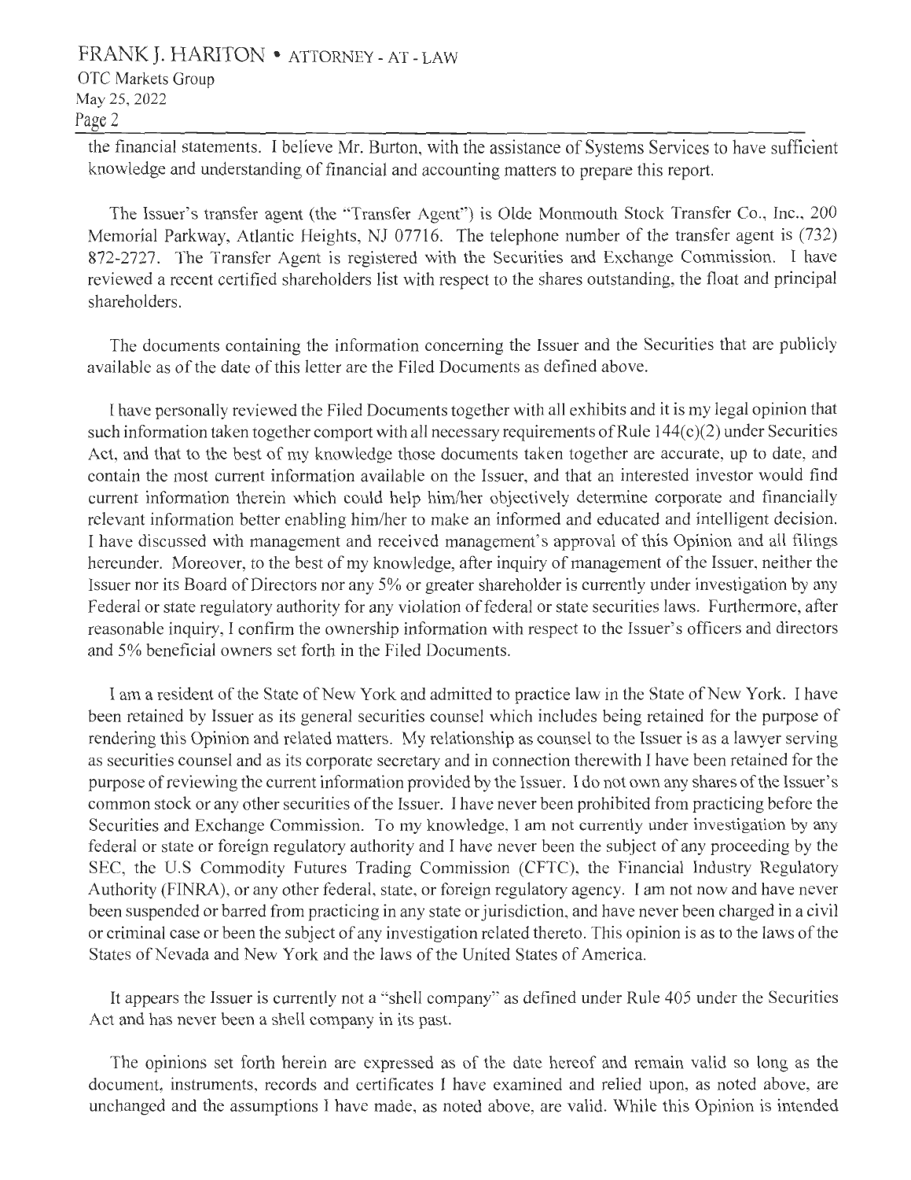the financial statements. I believe Mr. Burton, with the assistance of Systems Services to have sufficient knowledge and understanding of financial and accounting matters to prepare this report.

The Issuer's transfer agent (the "Transfer Agent") is Olde Monmouth Stock Transfer Co., Inc., 200 Memorial Parkway, Atlantic Heights, NJ 07716. The telephone number of the transfer agent is (732) 872-2727. The Transfer Agent is registered with the Securities and Exchange Commission. I have reviewed a recent certified shareholders list with respect to the shares outstanding, the float and principal shareholders.

The documents containing the information concerning the Issuer and the Securities that are publicly available as of the date of this letter are the Filed Documents as defined above.

I have personally reviewed the Filed Documents together with all exhibits and it is my legal opinion that such information taken together comport with all necessary requirements of Rule 144(c)(2) under Securities Act, and that to the best of my knowledge those documents taken together are accurate, up to date, and contain the most current information available on the Issuer, and that an interested investor would find current information therein which could help him/her objectively determine corporate and financially relevant information better enabling him/her to make an informed and educated and intelligent decision. I have discussed with management and received management's approval of this Opinion and all filings hereunder. Moreover, to the best of my knowledge, after inquiry of management of the Issuer, neither the Issuer nor its Board of Directors nor any 5% or greater shareholder is currently under investigation by any Federal or state regulatory authority for any violation of federal or state securities laws. Furthermore, after reasonable inquiry, I confirm the ownership information with respect to the Issuer's officers and directors and 5% beneficial owners set forth in the Filed Documents.

I am a resident of the State of New York and admitted to practice law in the State of New York. I have been retained by Issuer as its general securities counsel which includes being retained for the purpose of rendering this Opinion and related matters. My relationship as counsel to the Issuer is as a lawyer serving as securities counsel and as its corporate secretary and in connection therewith I have been retained for the purpose of reviewing the current information provided by the Issuer. I do not own any shares of the Issuer's common stock or any other securities of the Issuer. I have never been prohibited from practicing before the Securities and Exchange Commission. To my knowledge, I am not currently under investigation by any federal or state or foreign regulatory authority and I have never been the subject of any proceeding by the SEC, the U.S Commodity Futures Trading Commission (CFTC), the Financial Industry Regulatory Authority (FINRA), or any other federal, state, or foreign regulatory agency. I am not now and have never been suspended or barred from practicing in any state or jurisdiction, and have never been charged in a civil or criminal case or been the subject of any investigation related thereto. This opinion is as to the laws of the States of Nevada and New York and the laws of the United States of America.

It appears the Issuer is currently not a "shell company" as defined under Rule 405 under the Securities Act and has never been a shell company in its past.

The opinions set forth herein are expressed as of the date hereof and remain valid so long as the document, instruments, records and certificates I have examined and relied upon, as noted above, are unchanged and the assumptions I have made, as noted above, are valid. While this Opinion is intended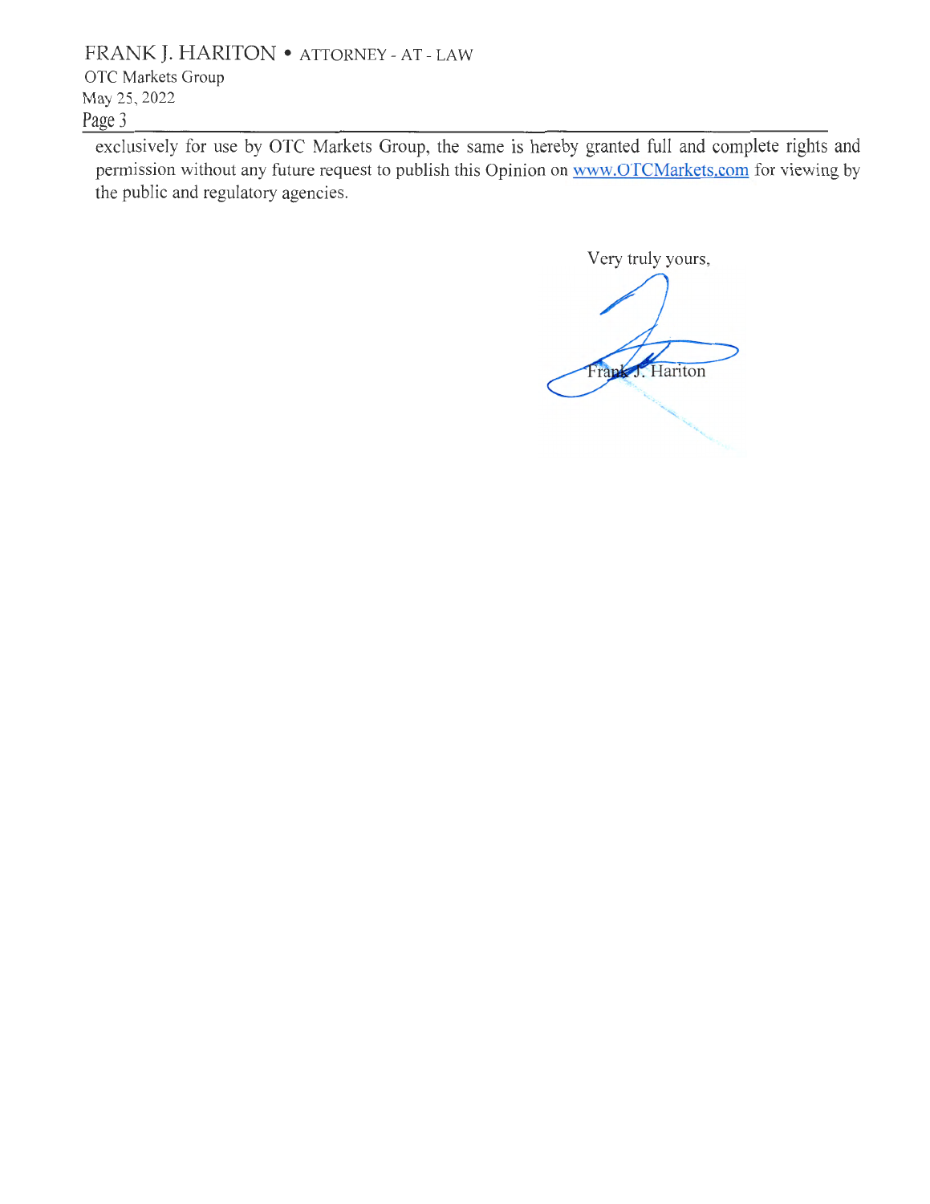exclusively for use by OTC Markets Group, the same is hereby granted full and complete rights and permission without any future request to publish this Opinion on www.OTCMarkets.com for viewing by the public and regulatory agencies.

Very truly yours,

Frank J. Hariton